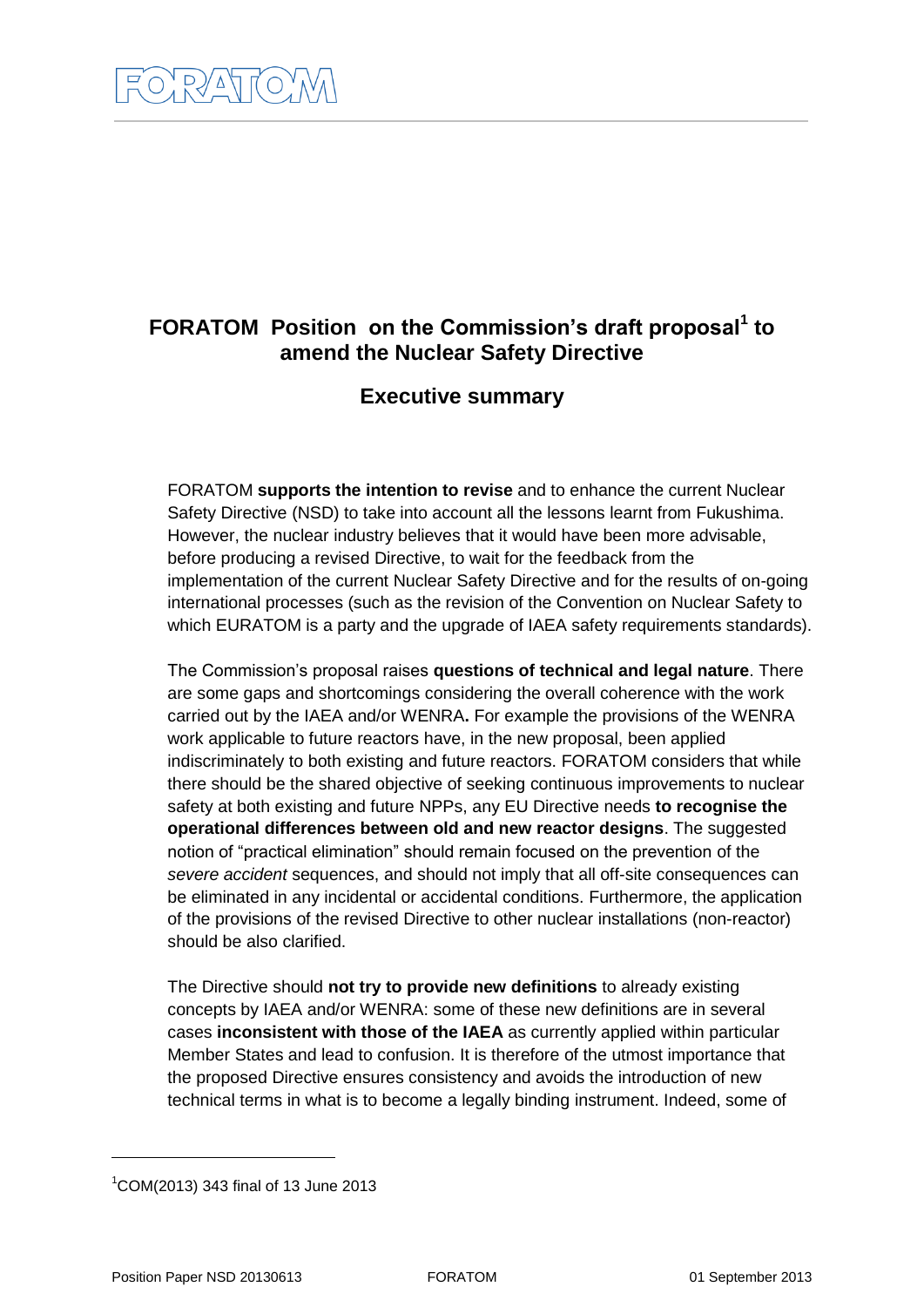FORATOM

# FORATOM Position on the Commission's draft proposal[1] to amend the Nuclear Safety Directive

## Executive summary

FORATOM **supports the intention to revise** and to enhance the current Nuclear Safety Directive (NSD) to take into account all the lessons learnt from Fukushima. However, the nuclear industry believes that it would have been more advisable, before producing a revised Directive, to wait for the feedback from the implementation of the current Nuclear Safety Directive and for the results of on-going international processes (such as the revision of the Convention on Nuclear Safety to which EURATOM is a party and the upgrade of IAEA safety requirements standards).

The Commission's proposal raises **questions of technical and legal nature**. There are some gaps and shortcomings considering the overall coherence with the work carried out by the IAEA and/or WENRA**.** For example the provisions of the WENRA work applicable to future reactors have, in the new proposal, been applied indiscriminately to both existing and future reactors. FORATOM considers that while there should be the shared objective of seeking continuous improvements to nuclear safety at both existing and future NPPs, any EU Directive needs **to recognise the operational differences between old and new reactor designs**. The suggested notion of "practical elimination" should remain focused on the prevention of the *severe accident* sequences, and should not imply that all off-site consequences can be eliminated in any incidental or accidental conditions. Furthermore, the application of the provisions of the revised Directive to other nuclear installations (non-reactor) should be also clarified.

The Directive should **not try to provide new definitions** to already existing concepts by IAEA and/or WENRA: some of these new definitions are in several cases **inconsistent with those of the IAEA** as currently applied within particular Member States and lead to confusion. It is therefore of the utmost importance that the proposed Directive ensures consistency and avoids the introduction of new technical terms in what is to become a legally binding instrument. Indeed, some of

---

[1] COM(2013) 343 final of 13 June 2013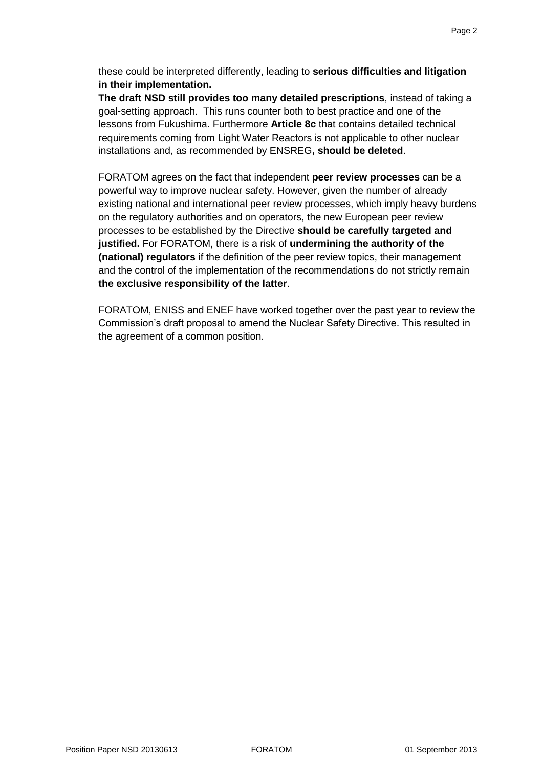these could be interpreted differently, leading to **serious difficulties and litigation in their implementation.**

**The draft NSD still provides too many detailed prescriptions**, instead of taking a goal-setting approach. This runs counter both to best practice and one of the lessons from Fukushima. Furthermore **Article 8c** that contains detailed technical requirements coming from Light Water Reactors is not applicable to other nuclear installations and, as recommended by ENSREG**, should be deleted**.

FORATOM agrees on the fact that independent **peer review processes** can be a powerful way to improve nuclear safety. However, given the number of already existing national and international peer review processes, which imply heavy burdens on the regulatory authorities and on operators, the new European peer review processes to be established by the Directive **should be carefully targeted and justified.** For FORATOM, there is a risk of **undermining the authority of the (national) regulators** if the definition of the peer review topics, their management and the control of the implementation of the recommendations do not strictly remain **the exclusive responsibility of the latter**.

FORATOM, ENISS and ENEF have worked together over the past year to review the Commission's draft proposal to amend the Nuclear Safety Directive. This resulted in the agreement of a common position.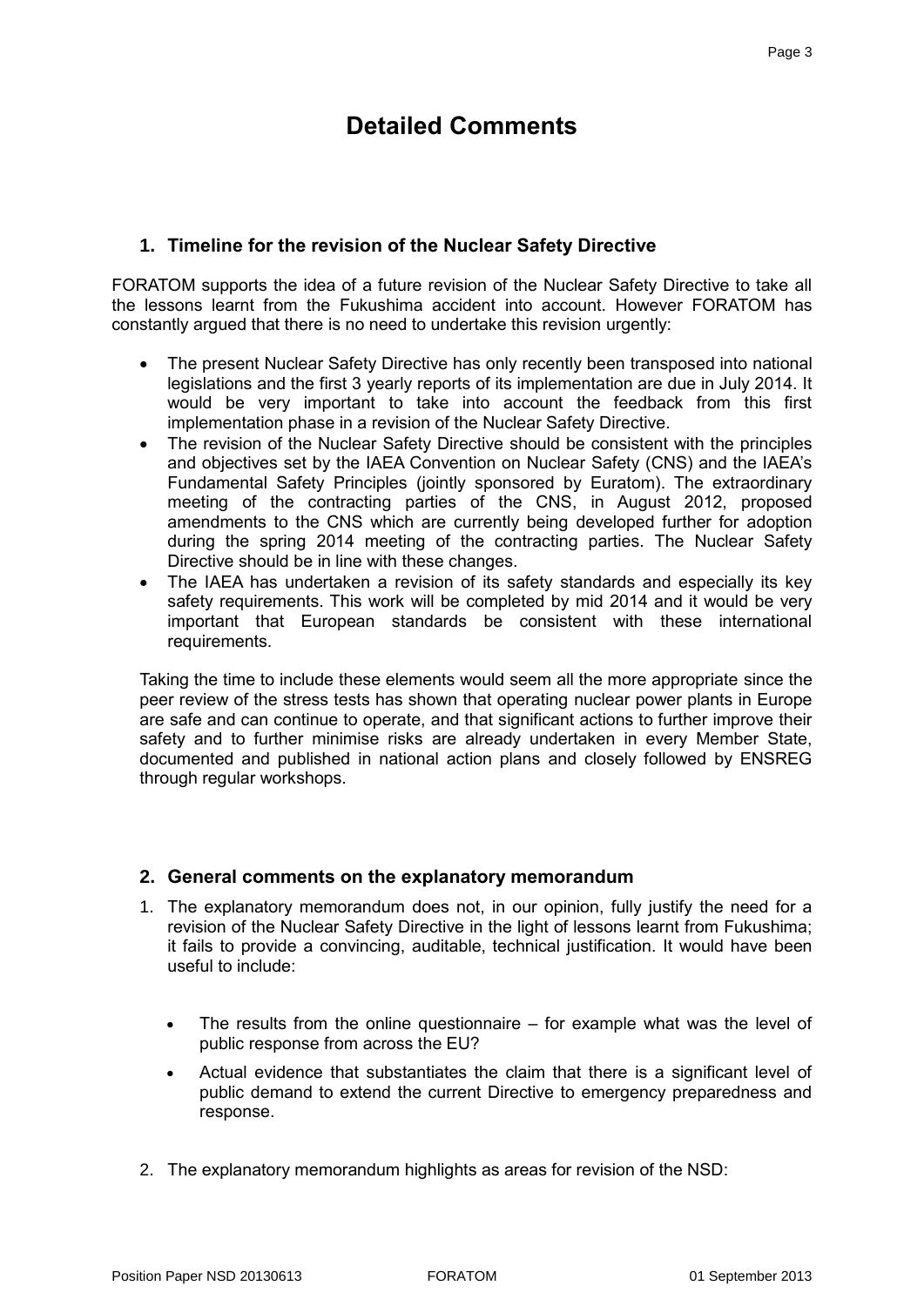# Detailed Comments

## 1. Timeline for the revision of the Nuclear Safety Directive

FORATOM supports the idea of a future revision of the Nuclear Safety Directive to take all the lessons learnt from the Fukushima accident into account. However FORATOM has constantly argued that there is no need to undertake this revision urgently:

- The present Nuclear Safety Directive has only recently been transposed into national legislations and the first 3 yearly reports of its implementation are due in July 2014. It would be very important to take into account the feedback from this first implementation phase in a revision of the Nuclear Safety Directive.
- The revision of the Nuclear Safety Directive should be consistent with the principles and objectives set by the IAEA Convention on Nuclear Safety (CNS) and the IAEA's Fundamental Safety Principles (jointly sponsored by Euratom). The extraordinary meeting of the contracting parties of the CNS, in August 2012, proposed amendments to the CNS which are currently being developed further for adoption during the spring 2014 meeting of the contracting parties. The Nuclear Safety Directive should be in line with these changes.
- The IAEA has undertaken a revision of its safety standards and especially its key safety requirements. This work will be completed by mid 2014 and it would be very important that European standards be consistent with these international requirements.

Taking the time to include these elements would seem all the more appropriate since the peer review of the stress tests has shown that operating nuclear power plants in Europe are safe and can continue to operate, and that significant actions to further improve their safety and to further minimise risks are already undertaken in every Member State, documented and published in national action plans and closely followed by ENSREG through regular workshops.

## 2. General comments on the explanatory memorandum

1. The explanatory memorandum does not, in our opinion, fully justify the need for a revision of the Nuclear Safety Directive in the light of lessons learnt from Fukushima; it fails to provide a convincing, auditable, technical justification. It would have been useful to include:

   - The results from the online questionnaire – for example what was the level of public response from across the EU?
   - Actual evidence that substantiates the claim that there is a significant level of public demand to extend the current Directive to emergency preparedness and response.

2. The explanatory memorandum highlights as areas for revision of the NSD: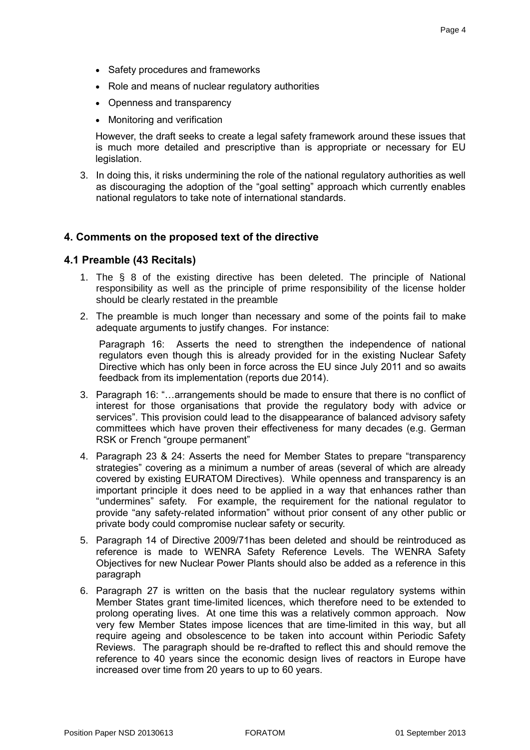- Safety procedures and frameworks
- Role and means of nuclear regulatory authorities
- Openness and transparency
- Monitoring and verification

However, the draft seeks to create a legal safety framework around these issues that is much more detailed and prescriptive than is appropriate or necessary for EU legislation.

3. In doing this, it risks undermining the role of the national regulatory authorities as well as discouraging the adoption of the "goal setting" approach which currently enables national regulators to take note of international standards.

## 4. Comments on the proposed text of the directive

### 4.1 Preamble (43 Recitals)

1. The § 8 of the existing directive has been deleted. The principle of National responsibility as well as the principle of prime responsibility of the license holder should be clearly restated in the preamble

2. The preamble is much longer than necessary and some of the points fail to make adequate arguments to justify changes. For instance:

   Paragraph 16: Asserts the need to strengthen the independence of national regulators even though this is already provided for in the existing Nuclear Safety Directive which has only been in force across the EU since July 2011 and so awaits feedback from its implementation (reports due 2014).

3. Paragraph 16: "…arrangements should be made to ensure that there is no conflict of interest for those organisations that provide the regulatory body with advice or services". This provision could lead to the disappearance of balanced advisory safety committees which have proven their effectiveness for many decades (e.g. German RSK or French "groupe permanent"

4. Paragraph 23 & 24: Asserts the need for Member States to prepare "transparency strategies" covering as a minimum a number of areas (several of which are already covered by existing EURATOM Directives). While openness and transparency is an important principle it does need to be applied in a way that enhances rather than "undermines" safety. For example, the requirement for the national regulator to provide "any safety-related information" without prior consent of any other public or private body could compromise nuclear safety or security.

5. Paragraph 14 of Directive 2009/71has been deleted and should be reintroduced as reference is made to WENRA Safety Reference Levels. The WENRA Safety Objectives for new Nuclear Power Plants should also be added as a reference in this paragraph

6. Paragraph 27 is written on the basis that the nuclear regulatory systems within Member States grant time-limited licences, which therefore need to be extended to prolong operating lives. At one time this was a relatively common approach. Now very few Member States impose licences that are time-limited in this way, but all require ageing and obsolescence to be taken into account within Periodic Safety Reviews. The paragraph should be re-drafted to reflect this and should remove the reference to 40 years since the economic design lives of reactors in Europe have increased over time from 20 years to up to 60 years.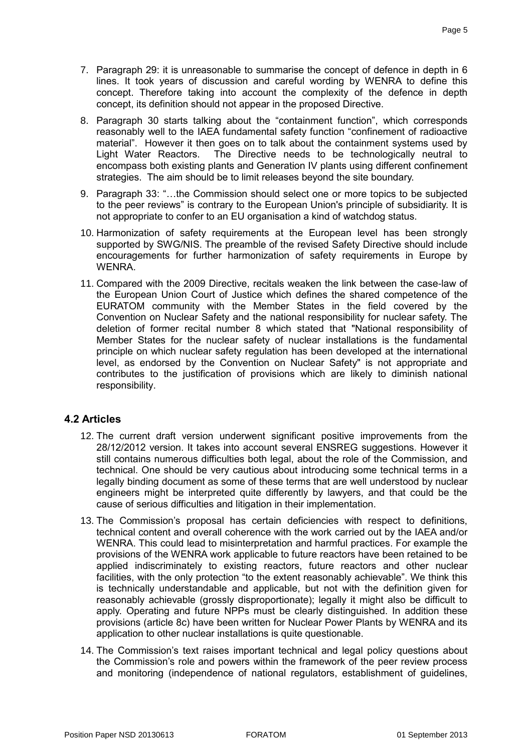7. Paragraph 29: it is unreasonable to summarise the concept of defence in depth in 6 lines. It took years of discussion and careful wording by WENRA to define this concept. Therefore taking into account the complexity of the defence in depth concept, its definition should not appear in the proposed Directive.

8. Paragraph 30 starts talking about the "containment function", which corresponds reasonably well to the IAEA fundamental safety function "confinement of radioactive material". However it then goes on to talk about the containment systems used by Light Water Reactors. The Directive needs to be technologically neutral to encompass both existing plants and Generation IV plants using different confinement strategies. The aim should be to limit releases beyond the site boundary.

9. Paragraph 33: "…the Commission should select one or more topics to be subjected to the peer reviews" is contrary to the European Union's principle of subsidiarity. It is not appropriate to confer to an EU organisation a kind of watchdog status.

10. Harmonization of safety requirements at the European level has been strongly supported by SWG/NIS. The preamble of the revised Safety Directive should include encouragements for further harmonization of safety requirements in Europe by WENRA.

11. Compared with the 2009 Directive, recitals weaken the link between the case-law of the European Union Court of Justice which defines the shared competence of the EURATOM community with the Member States in the field covered by the Convention on Nuclear Safety and the national responsibility for nuclear safety. The deletion of former recital number 8 which stated that "National responsibility of Member States for the nuclear safety of nuclear installations is the fundamental principle on which nuclear safety regulation has been developed at the international level, as endorsed by the Convention on Nuclear Safety" is not appropriate and contributes to the justification of provisions which are likely to diminish national responsibility.

## 4.2 Articles

12. The current draft version underwent significant positive improvements from the 28/12/2012 version. It takes into account several ENSREG suggestions. However it still contains numerous difficulties both legal, about the role of the Commission, and technical. One should be very cautious about introducing some technical terms in a legally binding document as some of these terms that are well understood by nuclear engineers might be interpreted quite differently by lawyers, and that could be the cause of serious difficulties and litigation in their implementation.

13. The Commission's proposal has certain deficiencies with respect to definitions, technical content and overall coherence with the work carried out by the IAEA and/or WENRA. This could lead to misinterpretation and harmful practices. For example the provisions of the WENRA work applicable to future reactors have been retained to be applied indiscriminately to existing reactors, future reactors and other nuclear facilities, with the only protection "to the extent reasonably achievable". We think this is technically understandable and applicable, but not with the definition given for reasonably achievable (grossly disproportionate); legally it might also be difficult to apply. Operating and future NPPs must be clearly distinguished. In addition these provisions (article 8c) have been written for Nuclear Power Plants by WENRA and its application to other nuclear installations is quite questionable.

14. The Commission's text raises important technical and legal policy questions about the Commission's role and powers within the framework of the peer review process and monitoring (independence of national regulators, establishment of guidelines,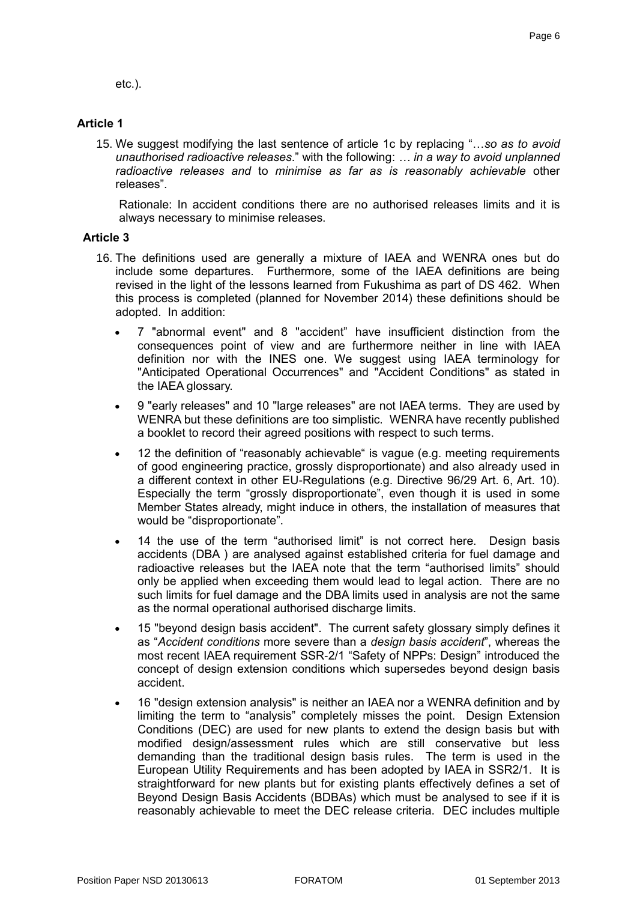etc.).

## Article 1

15. We suggest modifying the last sentence of article 1c by replacing "…*so as to avoid unauthorised radioactive releases*." with the following: *… in a way to avoid unplanned radioactive releases and* to *minimise as far as is reasonably achievable* other releases".

    Rationale: In accident conditions there are no authorised releases limits and it is always necessary to minimise releases.

## Article 3

16. The definitions used are generally a mixture of IAEA and WENRA ones but do include some departures. Furthermore, some of the IAEA definitions are being revised in the light of the lessons learned from Fukushima as part of DS 462. When this process is completed (planned for November 2014) these definitions should be adopted. In addition:

    - 7 "abnormal event" and 8 "accident" have insufficient distinction from the consequences point of view and are furthermore neither in line with IAEA definition nor with the INES one. We suggest using IAEA terminology for "Anticipated Operational Occurrences" and "Accident Conditions" as stated in the IAEA glossary.
    - 9 "early releases" and 10 "large releases" are not IAEA terms. They are used by WENRA but these definitions are too simplistic. WENRA have recently published a booklet to record their agreed positions with respect to such terms.
    - 12 the definition of "reasonably achievable" is vague (e.g. meeting requirements of good engineering practice, grossly disproportionate) and also already used in a different context in other EU-Regulations (e.g. Directive 96/29 Art. 6, Art. 10). Especially the term "grossly disproportionate", even though it is used in some Member States already, might induce in others, the installation of measures that would be "disproportionate".
    - 14 the use of the term "authorised limit" is not correct here. Design basis accidents (DBA ) are analysed against established criteria for fuel damage and radioactive releases but the IAEA note that the term "authorised limits" should only be applied when exceeding them would lead to legal action. There are no such limits for fuel damage and the DBA limits used in analysis are not the same as the normal operational authorised discharge limits.
    - 15 "beyond design basis accident". The current safety glossary simply defines it as "*Accident conditions* more severe than a *design basis accident*", whereas the most recent IAEA requirement SSR-2/1 "Safety of NPPs: Design" introduced the concept of design extension conditions which supersedes beyond design basis accident.
    - 16 "design extension analysis" is neither an IAEA nor a WENRA definition and by limiting the term to "analysis" completely misses the point. Design Extension Conditions (DEC) are used for new plants to extend the design basis but with modified design/assessment rules which are still conservative but less demanding than the traditional design basis rules. The term is used in the European Utility Requirements and has been adopted by IAEA in SSR2/1. It is straightforward for new plants but for existing plants effectively defines a set of Beyond Design Basis Accidents (BDBAs) which must be analysed to see if it is reasonably achievable to meet the DEC release criteria. DEC includes multiple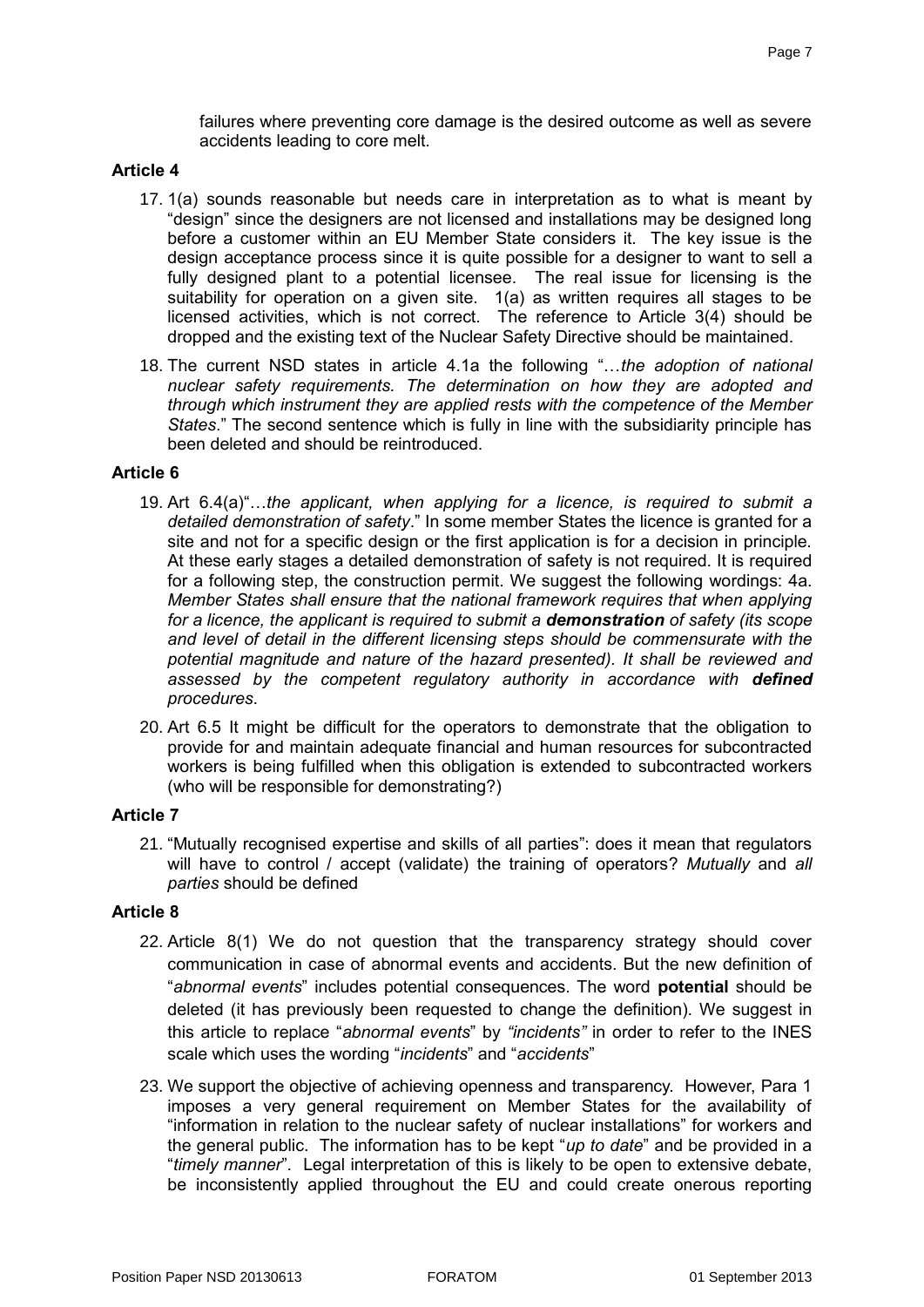failures where preventing core damage is the desired outcome as well as severe accidents leading to core melt.

### Article 4

17. 1(a) sounds reasonable but needs care in interpretation as to what is meant by "design" since the designers are not licensed and installations may be designed long before a customer within an EU Member State considers it. The key issue is the design acceptance process since it is quite possible for a designer to want to sell a fully designed plant to a potential licensee. The real issue for licensing is the suitability for operation on a given site. 1(a) as written requires all stages to be licensed activities, which is not correct. The reference to Article 3(4) should be dropped and the existing text of the Nuclear Safety Directive should be maintained.

18. The current NSD states in article 4.1a the following "…*the adoption of national nuclear safety requirements. The determination on how they are adopted and through which instrument they are applied rests with the competence of the Member States*." The second sentence which is fully in line with the subsidiarity principle has been deleted and should be reintroduced.

### Article 6

19. Art 6.4(a)"…*the applicant, when applying for a licence, is required to submit a detailed demonstration of safety*." In some member States the licence is granted for a site and not for a specific design or the first application is for a decision in principle. At these early stages a detailed demonstration of safety is not required. It is required for a following step, the construction permit. We suggest the following wordings: 4a. *Member States shall ensure that the national framework requires that when applying for a licence, the applicant is required to submit a* ***demonstration*** *of safety (its scope and level of detail in the different licensing steps should be commensurate with the potential magnitude and nature of the hazard presented). It shall be reviewed and assessed by the competent regulatory authority in accordance with* ***defined*** *procedures*.

20. Art 6.5 It might be difficult for the operators to demonstrate that the obligation to provide for and maintain adequate financial and human resources for subcontracted workers is being fulfilled when this obligation is extended to subcontracted workers (who will be responsible for demonstrating?)

### Article 7

21. "Mutually recognised expertise and skills of all parties": does it mean that regulators will have to control / accept (validate) the training of operators? *Mutually* and *all parties* should be defined

### Article 8

22. Article 8(1) We do not question that the transparency strategy should cover communication in case of abnormal events and accidents. But the new definition of "*abnormal events*" includes potential consequences. The word **potential** should be deleted (it has previously been requested to change the definition). We suggest in this article to replace "*abnormal events*" by *"incidents"* in order to refer to the INES scale which uses the wording "*incidents*" and "*accidents*"

23. We support the objective of achieving openness and transparency. However, Para 1 imposes a very general requirement on Member States for the availability of "information in relation to the nuclear safety of nuclear installations" for workers and the general public. The information has to be kept "*up to date*" and be provided in a "*timely manner*". Legal interpretation of this is likely to be open to extensive debate, be inconsistently applied throughout the EU and could create onerous reporting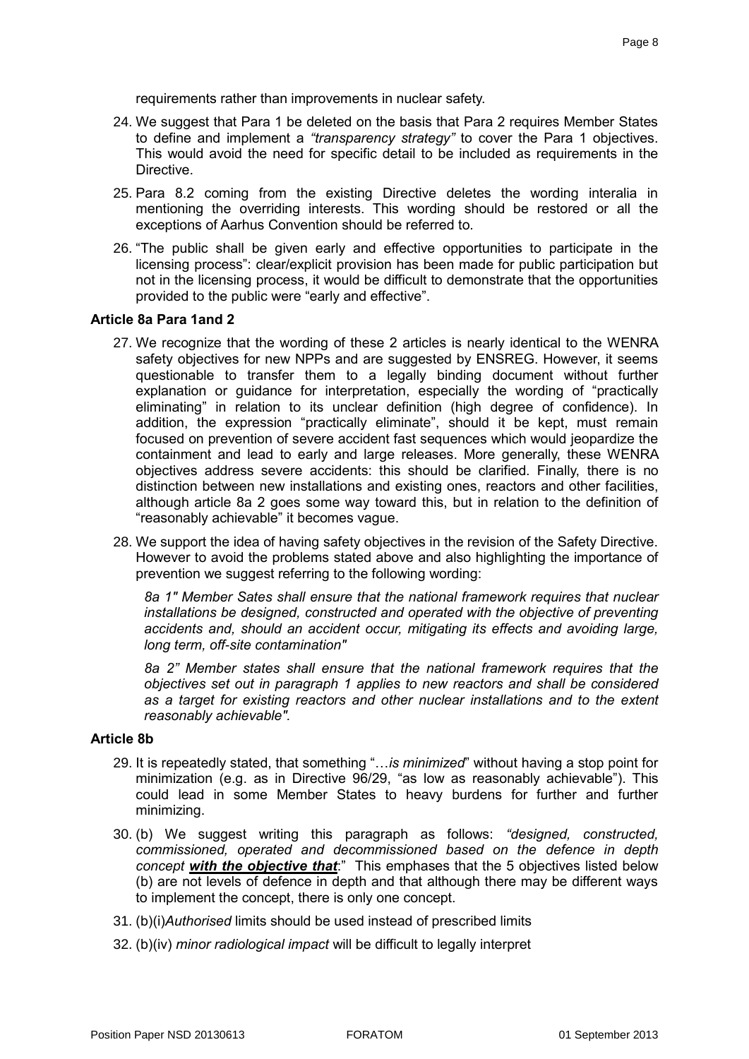requirements rather than improvements in nuclear safety.

24. We suggest that Para 1 be deleted on the basis that Para 2 requires Member States to define and implement a *"transparency strategy"* to cover the Para 1 objectives. This would avoid the need for specific detail to be included as requirements in the Directive.

25. Para 8.2 coming from the existing Directive deletes the wording interalia in mentioning the overriding interests. This wording should be restored or all the exceptions of Aarhus Convention should be referred to.

26. "The public shall be given early and effective opportunities to participate in the licensing process": clear/explicit provision has been made for public participation but not in the licensing process, it would be difficult to demonstrate that the opportunities provided to the public were "early and effective".

**Article 8a Para 1and 2**

27. We recognize that the wording of these 2 articles is nearly identical to the WENRA safety objectives for new NPPs and are suggested by ENSREG. However, it seems questionable to transfer them to a legally binding document without further explanation or guidance for interpretation, especially the wording of "practically eliminating" in relation to its unclear definition (high degree of confidence). In addition, the expression "practically eliminate", should it be kept, must remain focused on prevention of severe accident fast sequences which would jeopardize the containment and lead to early and large releases. More generally, these WENRA objectives address severe accidents: this should be clarified. Finally, there is no distinction between new installations and existing ones, reactors and other facilities, although article 8a 2 goes some way toward this, but in relation to the definition of "reasonably achievable" it becomes vague.

28. We support the idea of having safety objectives in the revision of the Safety Directive. However to avoid the problems stated above and also highlighting the importance of prevention we suggest referring to the following wording:

    *8a 1" Member Sates shall ensure that the national framework requires that nuclear installations be designed, constructed and operated with the objective of preventing accidents and, should an accident occur, mitigating its effects and avoiding large, long term, off-site contamination"*

    *8a 2" Member states shall ensure that the national framework requires that the objectives set out in paragraph 1 applies to new reactors and shall be considered as a target for existing reactors and other nuclear installations and to the extent reasonably achievable".*

**Article 8b**

29. It is repeatedly stated, that something "…*is minimized*" without having a stop point for minimization (e.g. as in Directive 96/29, "as low as reasonably achievable"). This could lead in some Member States to heavy burdens for further and further minimizing.

30. (b) We suggest writing this paragraph as follows: *"designed, constructed, commissioned, operated and decommissioned based on the defence in depth concept **with the objective that**:"* This emphases that the 5 objectives listed below (b) are not levels of defence in depth and that although there may be different ways to implement the concept, there is only one concept.

31. (b)(i)*Authorised* limits should be used instead of prescribed limits

32. (b)(iv) *minor radiological impact* will be difficult to legally interpret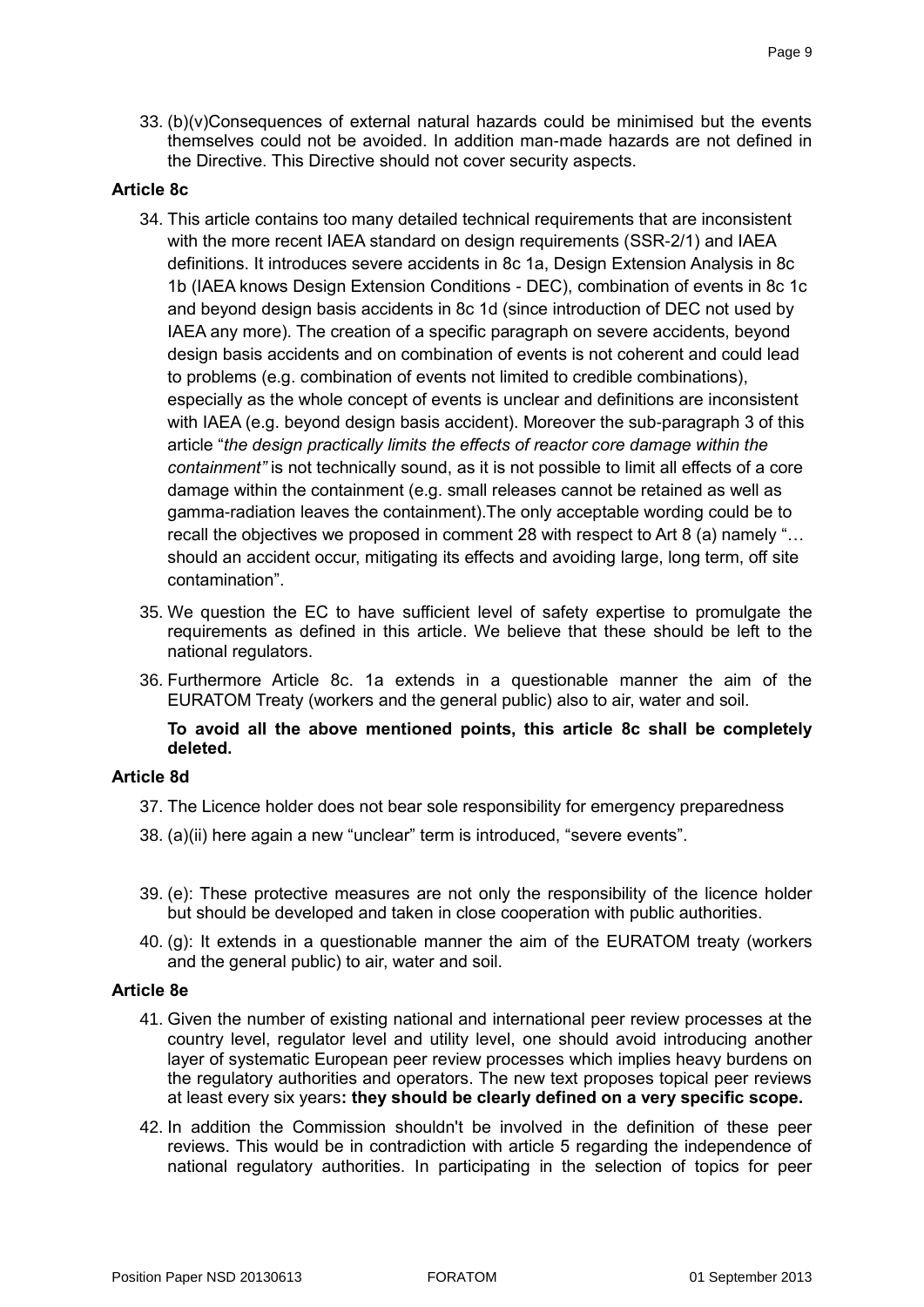33. (b)(v)Consequences of external natural hazards could be minimised but the events themselves could not be avoided. In addition man-made hazards are not defined in the Directive. This Directive should not cover security aspects.

**Article 8c**

34. This article contains too many detailed technical requirements that are inconsistent with the more recent IAEA standard on design requirements (SSR-2/1) and IAEA definitions. It introduces severe accidents in 8c 1a, Design Extension Analysis in 8c 1b (IAEA knows Design Extension Conditions - DEC), combination of events in 8c 1c and beyond design basis accidents in 8c 1d (since introduction of DEC not used by IAEA any more). The creation of a specific paragraph on severe accidents, beyond design basis accidents and on combination of events is not coherent and could lead to problems (e.g. combination of events not limited to credible combinations), especially as the whole concept of events is unclear and definitions are inconsistent with IAEA (e.g. beyond design basis accident). Moreover the sub-paragraph 3 of this article "*the design practically limits the effects of reactor core damage within the containment"* is not technically sound, as it is not possible to limit all effects of a core damage within the containment (e.g. small releases cannot be retained as well as gamma-radiation leaves the containment).The only acceptable wording could be to recall the objectives we proposed in comment 28 with respect to Art 8 (a) namely "… should an accident occur, mitigating its effects and avoiding large, long term, off site contamination".

35. We question the EC to have sufficient level of safety expertise to promulgate the requirements as defined in this article. We believe that these should be left to the national regulators.

36. Furthermore Article 8c. 1a extends in a questionable manner the aim of the EURATOM Treaty (workers and the general public) also to air, water and soil.

**To avoid all the above mentioned points, this article 8c shall be completely deleted.**

**Article 8d**

37. The Licence holder does not bear sole responsibility for emergency preparedness

38. (a)(ii) here again a new "unclear" term is introduced, "severe events".

39. (e): These protective measures are not only the responsibility of the licence holder but should be developed and taken in close cooperation with public authorities.

40. (g): It extends in a questionable manner the aim of the EURATOM treaty (workers and the general public) to air, water and soil.

**Article 8e**

41. Given the number of existing national and international peer review processes at the country level, regulator level and utility level, one should avoid introducing another layer of systematic European peer review processes which implies heavy burdens on the regulatory authorities and operators. The new text proposes topical peer reviews at least every six years**: they should be clearly defined on a very specific scope.**

42. In addition the Commission shouldn't be involved in the definition of these peer reviews. This would be in contradiction with article 5 regarding the independence of national regulatory authorities. In participating in the selection of topics for peer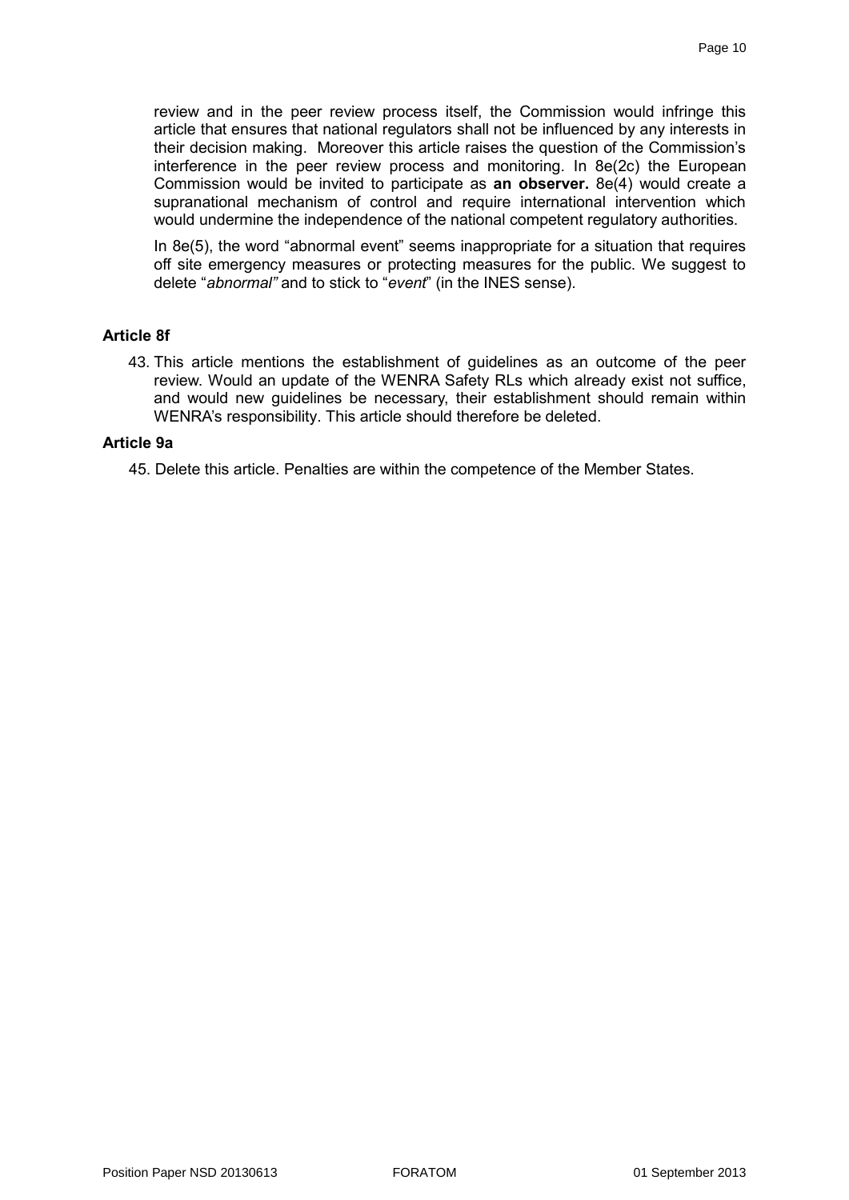review and in the peer review process itself, the Commission would infringe this article that ensures that national regulators shall not be influenced by any interests in their decision making. Moreover this article raises the question of the Commission's interference in the peer review process and monitoring. In 8e(2c) the European Commission would be invited to participate as **an observer.** 8e(4) would create a supranational mechanism of control and require international intervention which would undermine the independence of the national competent regulatory authorities.

In 8e(5), the word "abnormal event" seems inappropriate for a situation that requires off site emergency measures or protecting measures for the public. We suggest to delete "*abnormal"* and to stick to "*event*" (in the INES sense).

**Article 8f**

43. This article mentions the establishment of guidelines as an outcome of the peer review. Would an update of the WENRA Safety RLs which already exist not suffice, and would new guidelines be necessary, their establishment should remain within WENRA's responsibility. This article should therefore be deleted.

**Article 9a**

45. Delete this article. Penalties are within the competence of the Member States.